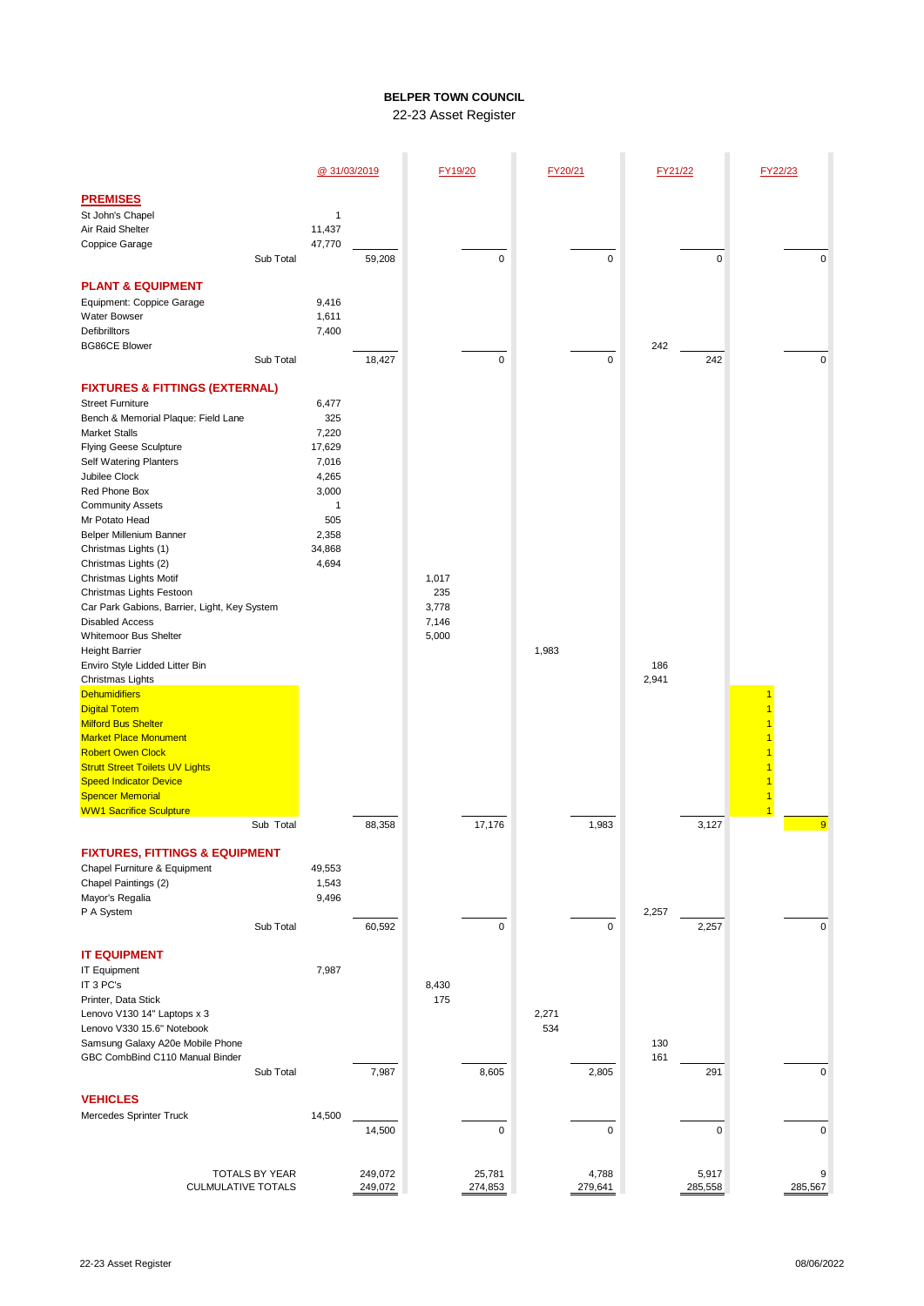**BELPER TOWN COUNCIL**

22-23 Asset Register

| | @ 31/03/2019 | | FY19/20 | | FY20/21 | | FY21/22 | | FY22/23 | |
|---|---|---|---|---|---|---|---|---|---|---|
| **PREMISES** | | | | | | | | | | |
| St John's Chapel | 1 | | | | | | | | | |
| Air Raid Shelter | 11,437 | | | | | | | | | |
| Coppice Garage | 47,770 | | | | | | | | | |
| Sub Total | | 59,208 | | 0 | | 0 | | 0 | | 0 |
| **PLANT & EQUIPMENT** | | | | | | | | | | |
| Equipment: Coppice Garage | 9,416 | | | | | | | | | |
| Water Bowser | 1,611 | | | | | | | | | |
| Defibrilltors | 7,400 | | | | | | | | | |
| BG86CE Blower | | | | | | | 242 | | | |
| Sub Total | | 18,427 | | 0 | | 0 | | 242 | | 0 |
| **FIXTURES & FITTINGS (EXTERNAL)** | | | | | | | | | | |
| Street Furniture | 6,477 | | | | | | | | | |
| Bench & Memorial Plaque: Field Lane | 325 | | | | | | | | | |
| Market Stalls | 7,220 | | | | | | | | | |
| Flying Geese Sculpture | 17,629 | | | | | | | | | |
| Self Watering Planters | 7,016 | | | | | | | | | |
| Jubilee Clock | 4,265 | | | | | | | | | |
| Red Phone Box | 3,000 | | | | | | | | | |
| Community Assets | 1 | | | | | | | | | |
| Mr Potato Head | 505 | | | | | | | | | |
| Belper Millenium Banner | 2,358 | | | | | | | | | |
| Christmas Lights (1) | 34,868 | | | | | | | | | |
| Christmas Lights (2) | 4,694 | | | | | | | | | |
| Christmas Lights Motif | | | 1,017 | | | | | | | |
| Christmas Lights Festoon | | | 235 | | | | | | | |
| Car Park Gabions, Barrier, Light, Key System | | | 3,778 | | | | | | | |
| Disabled Access | | | 7,146 | | | | | | | |
| Whitemoor Bus Shelter | | | 5,000 | | | | | | | |
| Height Barrier | | | | | 1,983 | | | | | |
| Enviro Style Lidded Litter Bin | | | | | | | 186 | | | |
| Christmas Lights | | | | | | | 2,941 | | | |
| Dehumidifiers | | | | | | | | | 1 | |
| Digital Totem | | | | | | | | | 1 | |
| Milford Bus Shelter | | | | | | | | | 1 | |
| Market Place Monument | | | | | | | | | 1 | |
| Robert Owen Clock | | | | | | | | | 1 | |
| Strutt Street Toilets UV Lights | | | | | | | | | 1 | |
| Speed Indicator Device | | | | | | | | | 1 | |
| Spencer Memorial | | | | | | | | | 1 | |
| WW1 Sacrifice Sculpture | | | | | | | | | 1 | |
| Sub Total | | 88,358 | | 17,176 | | 1,983 | | 3,127 | | 9 |
| **FIXTURES, FITTINGS & EQUIPMENT** | | | | | | | | | | |
| Chapel Furniture & Equipment | 49,553 | | | | | | | | | |
| Chapel Paintings (2) | 1,543 | | | | | | | | | |
| Mayor's Regalia | 9,496 | | | | | | | | | |
| P A System | | | | | | | 2,257 | | | |
| Sub Total | | 60,592 | | 0 | | 0 | | 2,257 | | 0 |
| **IT EQUIPMENT** | | | | | | | | | | |
| IT Equipment | 7,987 | | | | | | | | | |
| IT 3 PC's | | | 8,430 | | | | | | | |
| Printer, Data Stick | | | 175 | | | | | | | |
| Lenovo V130 14" Laptops x 3 | | | | | 2,271 | | | | | |
| Lenovo V330 15.6" Notebook | | | | | 534 | | | | | |
| Samsung Galaxy A20e Mobile Phone | | | | | | | 130 | | | |
| GBC CombBind C110 Manual Binder | | | | | | | 161 | | | |
| Sub Total | | 7,987 | | 8,605 | | 2,805 | | 291 | | 0 |
| **VEHICLES** | | | | | | | | | | |
| Mercedes Sprinter Truck | 14,500 | | | | | | | | | |
| | | 14,500 | | 0 | | 0 | | 0 | | 0 |
| TOTALS BY YEAR | | 249,072 | | 25,781 | | 4,788 | | 5,917 | | 9 |
| CULMULATIVE TOTALS | | 249,072 | | 274,853 | | 279,641 | | 285,558 | | 285,567 |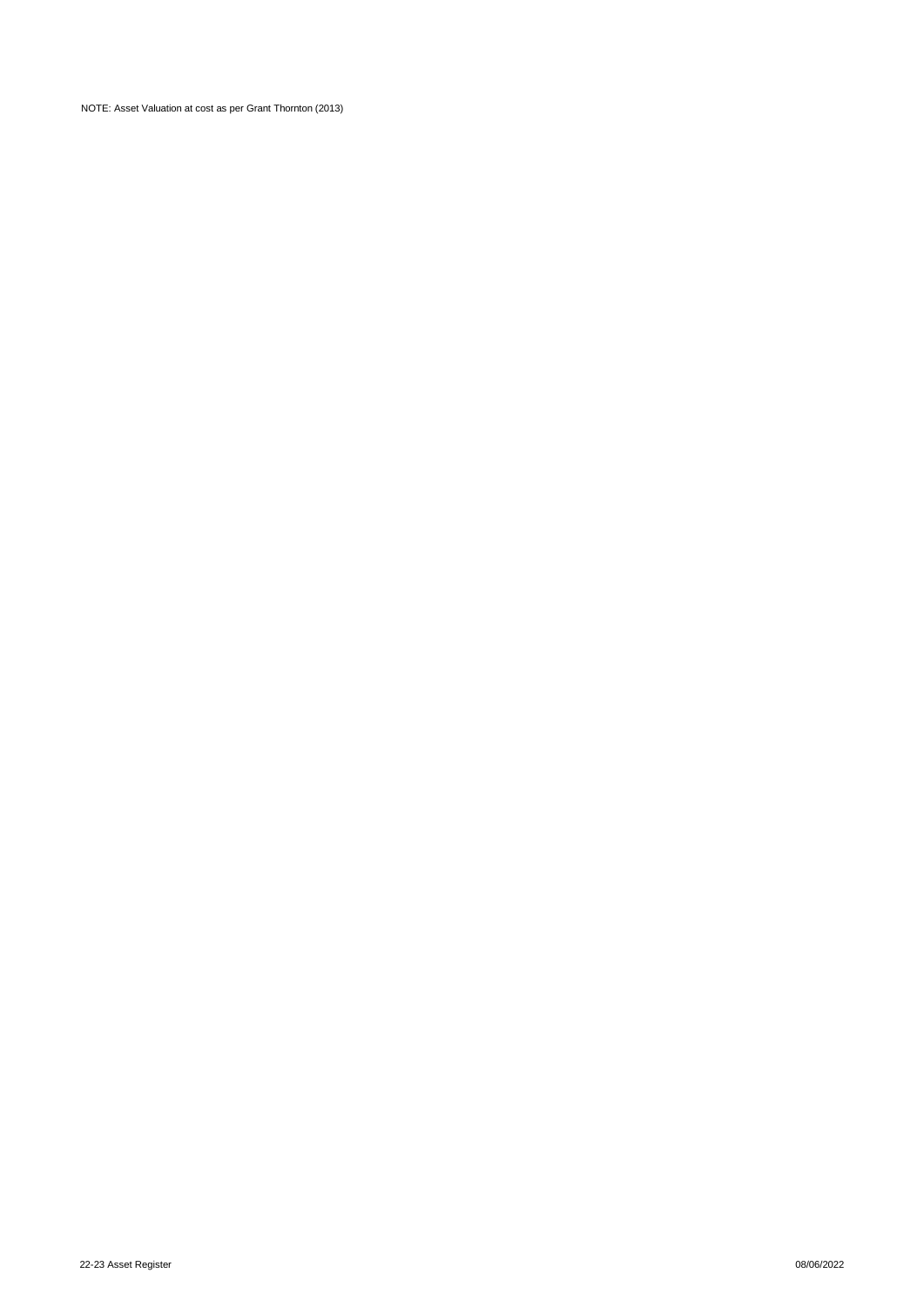NOTE: Asset Valuation at cost as per Grant Thornton (2013)